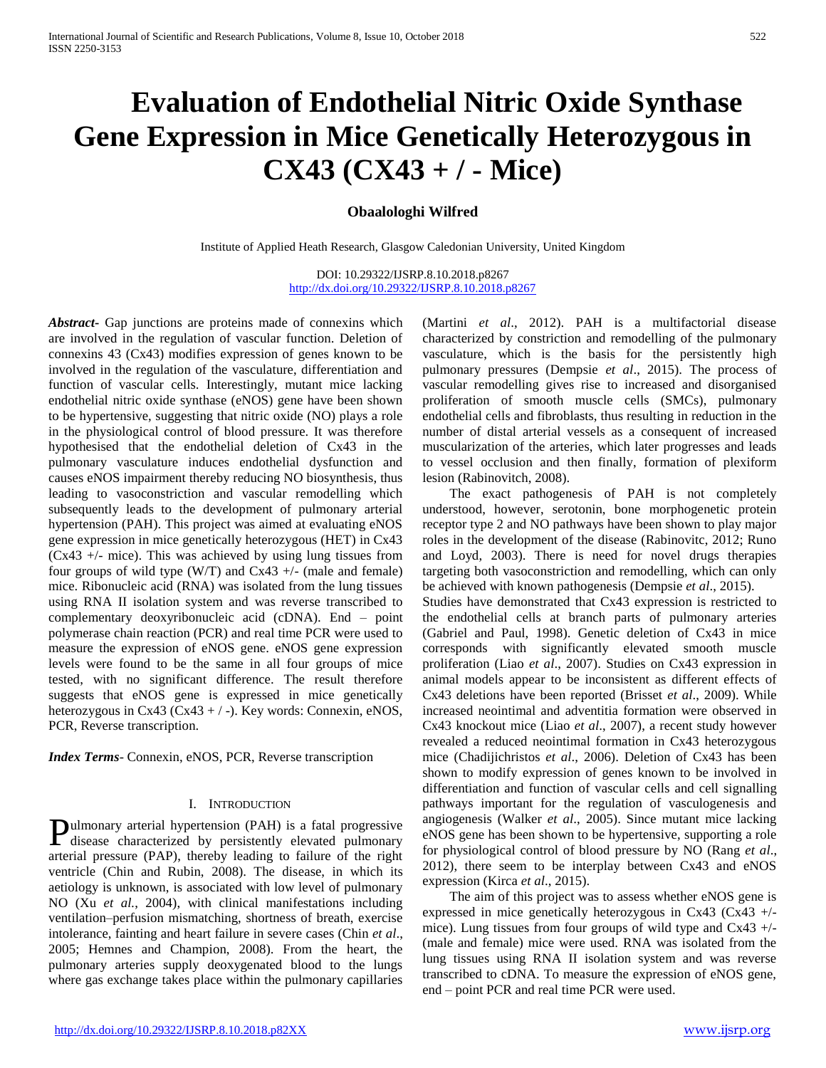# Evaluation of Endothelial Nitric Oxide Synthase Gene Expression in Mice Genetically Heterozygous in CX43 (CX43 + / - Mice)

**Obaalologhi Wilfred**

Institute of Applied Heath Research, Glasgow Caledonian University, United Kingdom

DOI: 10.29322/IJSRP.8.10.2018.p8267
http://dx.doi.org/10.29322/IJSRP.8.10.2018.p8267

***Abstract***- Gap junctions are proteins made of connexins which are involved in the regulation of vascular function. Deletion of connexins 43 (Cx43) modifies expression of genes known to be involved in the regulation of the vasculature, differentiation and function of vascular cells. Interestingly, mutant mice lacking endothelial nitric oxide synthase (eNOS) gene have been shown to be hypertensive, suggesting that nitric oxide (NO) plays a role in the physiological control of blood pressure. It was therefore hypothesised that the endothelial deletion of Cx43 in the pulmonary vasculature induces endothelial dysfunction and causes eNOS impairment thereby reducing NO biosynthesis, thus leading to vasoconstriction and vascular remodelling which subsequently leads to the development of pulmonary arterial hypertension (PAH). This project was aimed at evaluating eNOS gene expression in mice genetically heterozygous (HET) in Cx43 (Cx43 +/- mice). This was achieved by using lung tissues from four groups of wild type (W/T) and Cx43 +/- (male and female) mice. Ribonucleic acid (RNA) was isolated from the lung tissues using RNA II isolation system and was reverse transcribed to complementary deoxyribonucleic acid (cDNA). End – point polymerase chain reaction (PCR) and real time PCR were used to measure the expression of eNOS gene. eNOS gene expression levels were found to be the same in all four groups of mice tested, with no significant difference. The result therefore suggests that eNOS gene is expressed in mice genetically heterozygous in Cx43 (Cx43 + / -). Key words: Connexin, eNOS, PCR, Reverse transcription.

***Index Terms***- Connexin, eNOS, PCR, Reverse transcription

## I. Introduction

Pulmonary arterial hypertension (PAH) is a fatal progressive disease characterized by persistently elevated pulmonary arterial pressure (PAP), thereby leading to failure of the right ventricle (Chin and Rubin, 2008). The disease, in which its aetiology is unknown, is associated with low level of pulmonary NO (Xu *et al.*, 2004), with clinical manifestations including ventilation–perfusion mismatching, shortness of breath, exercise intolerance, fainting and heart failure in severe cases (Chin *et al*., 2005; Hemnes and Champion, 2008). From the heart, the pulmonary arteries supply deoxygenated blood to the lungs where gas exchange takes place within the pulmonary capillaries (Martini *et al*., 2012). PAH is a multifactorial disease characterized by constriction and remodelling of the pulmonary vasculature, which is the basis for the persistently high pulmonary pressures (Dempsie *et al*., 2015). The process of vascular remodelling gives rise to increased and disorganised proliferation of smooth muscle cells (SMCs), pulmonary endothelial cells and fibroblasts, thus resulting in reduction in the number of distal arterial vessels as a consequent of increased muscularization of the arteries, which later progresses and leads to vessel occlusion and then finally, formation of plexiform lesion (Rabinovitch, 2008).

The exact pathogenesis of PAH is not completely understood, however, serotonin, bone morphogenetic protein receptor type 2 and NO pathways have been shown to play major roles in the development of the disease (Rabinovitc, 2012; Runo and Loyd, 2003). There is need for novel drugs therapies targeting both vasoconstriction and remodelling, which can only be achieved with known pathogenesis (Dempsie *et al*., 2015).
Studies have demonstrated that Cx43 expression is restricted to the endothelial cells at branch parts of pulmonary arteries (Gabriel and Paul, 1998). Genetic deletion of Cx43 in mice corresponds with significantly elevated smooth muscle proliferation (Liao *et al*., 2007). Studies on Cx43 expression in animal models appear to be inconsistent as different effects of Cx43 deletions have been reported (Brisset *et al*., 2009). While increased neointimal and adventitia formation were observed in Cx43 knockout mice (Liao *et al*., 2007), a recent study however revealed a reduced neointimal formation in Cx43 heterozygous mice (Chadijichristos *et al*., 2006). Deletion of Cx43 has been shown to modify expression of genes known to be involved in differentiation and function of vascular cells and cell signalling pathways important for the regulation of vasculogenesis and angiogenesis (Walker *et al*., 2005). Since mutant mice lacking eNOS gene has been shown to be hypertensive, supporting a role for physiological control of blood pressure by NO (Rang *et al*., 2012), there seem to be interplay between Cx43 and eNOS expression (Kirca *et al*., 2015).

The aim of this project was to assess whether eNOS gene is expressed in mice genetically heterozygous in Cx43 (Cx43 +/- mice). Lung tissues from four groups of wild type and Cx43 +/- (male and female) mice were used. RNA was isolated from the lung tissues using RNA II isolation system and was reverse transcribed to cDNA. To measure the expression of eNOS gene, end – point PCR and real time PCR were used.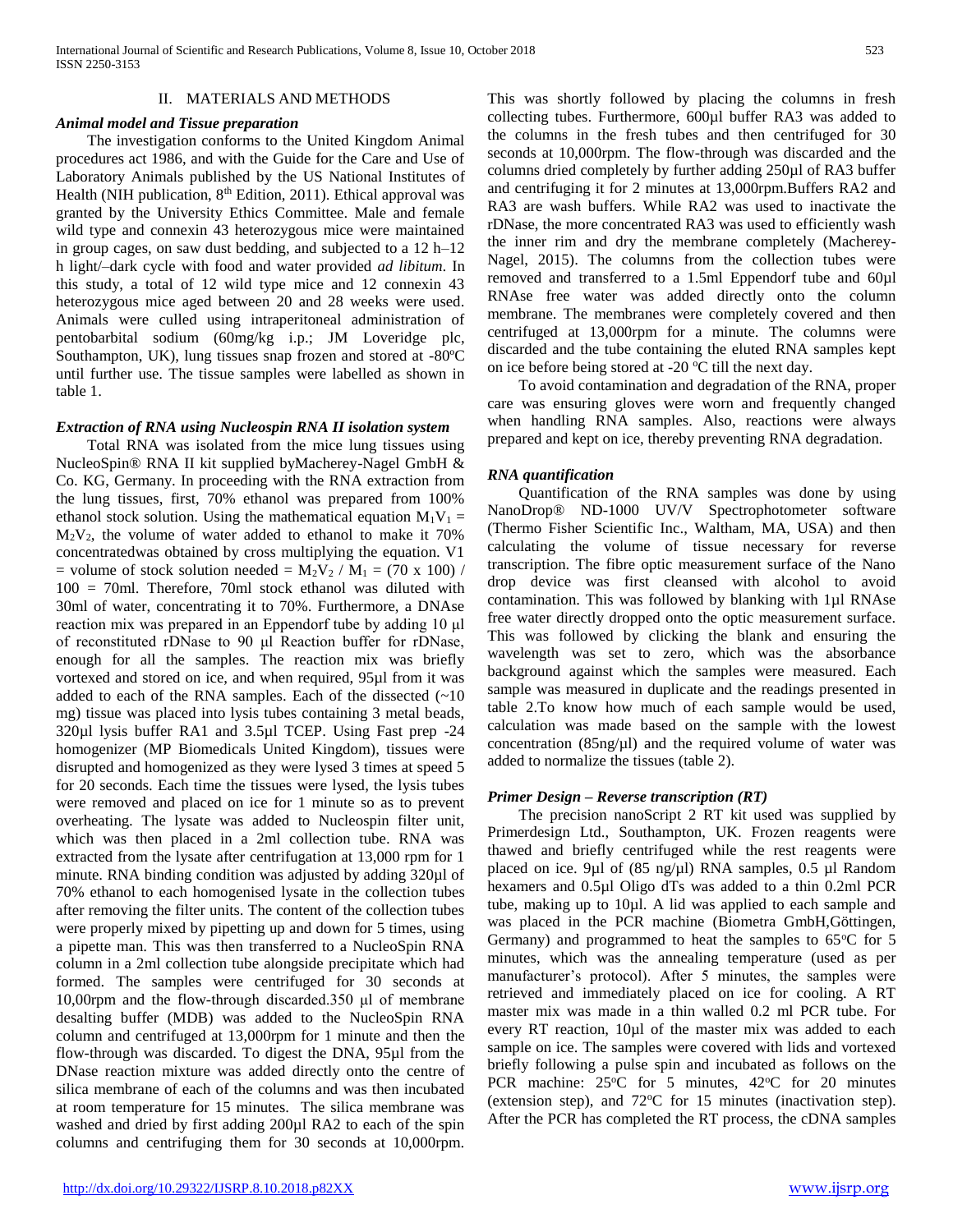## II. MATERIALS AND METHODS

### *Animal model and Tissue preparation*

The investigation conforms to the United Kingdom Animal procedures act 1986, and with the Guide for the Care and Use of Laboratory Animals published by the US National Institutes of Health (NIH publication, 8th Edition, 2011). Ethical approval was granted by the University Ethics Committee. Male and female wild type and connexin 43 heterozygous mice were maintained in group cages, on saw dust bedding, and subjected to a 12 h–12 h light/–dark cycle with food and water provided *ad libitum*. In this study, a total of 12 wild type mice and 12 connexin 43 heterozygous mice aged between 20 and 28 weeks were used. Animals were culled using intraperitoneal administration of pentobarbital sodium (60mg/kg i.p.; JM Loveridge plc, Southampton, UK), lung tissues snap frozen and stored at -80ºC until further use. The tissue samples were labelled as shown in table 1.

### *Extraction of RNA using Nucleospin RNA II isolation system*

Total RNA was isolated from the mice lung tissues using NucleoSpin® RNA II kit supplied byMacherey-Nagel GmbH & Co. KG, Germany. In proceeding with the RNA extraction from the lung tissues, first, 70% ethanol was prepared from 100% ethanol stock solution. Using the mathematical equation $M_1V_1 = M_2V_2$, the volume of water added to ethanol to make it 70% concentratedwas obtained by cross multiplying the equation. V1 = volume of stock solution needed = $M_2V_2$ / $M_1$ = (70 x 100) / 100 = 70ml. Therefore, 70ml stock ethanol was diluted with 30ml of water, concentrating it to 70%. Furthermore, a DNAse reaction mix was prepared in an Eppendorf tube by adding 10 µl of reconstituted rDNase to 90 µl Reaction buffer for rDNase, enough for all the samples. The reaction mix was briefly vortexed and stored on ice, and when required, 95µl from it was added to each of the RNA samples. Each of the dissected (~10 mg) tissue was placed into lysis tubes containing 3 metal beads, 320µl lysis buffer RA1 and 3.5µl TCEP. Using Fast prep -24 homogenizer (MP Biomedicals United Kingdom), tissues were disrupted and homogenized as they were lysed 3 times at speed 5 for 20 seconds. Each time the tissues were lysed, the lysis tubes were removed and placed on ice for 1 minute so as to prevent overheating. The lysate was added to Nucleospin filter unit, which was then placed in a 2ml collection tube. RNA was extracted from the lysate after centrifugation at 13,000 rpm for 1 minute. RNA binding condition was adjusted by adding 320µl of 70% ethanol to each homogenised lysate in the collection tubes after removing the filter units. The content of the collection tubes were properly mixed by pipetting up and down for 5 times, using a pipette man. This was then transferred to a NucleoSpin RNA column in a 2ml collection tube alongside precipitate which had formed. The samples were centrifuged for 30 seconds at 10,00rpm and the flow-through discarded.350 µl of membrane desalting buffer (MDB) was added to the NucleoSpin RNA column and centrifuged at 13,000rpm for 1 minute and then the flow-through was discarded. To digest the DNA, 95µl from the DNase reaction mixture was added directly onto the centre of silica membrane of each of the columns and was then incubated at room temperature for 15 minutes. The silica membrane was washed and dried by first adding 200µl RA2 to each of the spin columns and centrifuging them for 30 seconds at 10,000rpm. This was shortly followed by placing the columns in fresh collecting tubes. Furthermore, 600µl buffer RA3 was added to the columns in the fresh tubes and then centrifuged for 30 seconds at 10,000rpm. The flow-through was discarded and the columns dried completely by further adding 250µl of RA3 buffer and centrifuging it for 2 minutes at 13,000rpm.Buffers RA2 and RA3 are wash buffers. While RA2 was used to inactivate the rDNase, the more concentrated RA3 was used to efficiently wash the inner rim and dry the membrane completely (Macherey-Nagel, 2015). The columns from the collection tubes were removed and transferred to a 1.5ml Eppendorf tube and 60µl RNAse free water was added directly onto the column membrane. The membranes were completely covered and then centrifuged at 13,000rpm for a minute. The columns were discarded and the tube containing the eluted RNA samples kept on ice before being stored at -20 ºC till the next day.

To avoid contamination and degradation of the RNA, proper care was ensuring gloves were worn and frequently changed when handling RNA samples. Also, reactions were always prepared and kept on ice, thereby preventing RNA degradation.

### *RNA quantification*

Quantification of the RNA samples was done by using NanoDrop® ND-1000 UV/V Spectrophotometer software (Thermo Fisher Scientific Inc., Waltham, MA, USA) and then calculating the volume of tissue necessary for reverse transcription. The fibre optic measurement surface of the Nano drop device was first cleansed with alcohol to avoid contamination. This was followed by blanking with 1µl RNAse free water directly dropped onto the optic measurement surface. This was followed by clicking the blank and ensuring the wavelength was set to zero, which was the absorbance background against which the samples were measured. Each sample was measured in duplicate and the readings presented in table 2.To know how much of each sample would be used, calculation was made based on the sample with the lowest concentration (85ng/µl) and the required volume of water was added to normalize the tissues (table 2).

### *Primer Design – Reverse transcription (RT)*

The precision nanoScript 2 RT kit used was supplied by Primerdesign Ltd., Southampton, UK. Frozen reagents were thawed and briefly centrifuged while the rest reagents were placed on ice. 9µl of (85 ng/µl) RNA samples, 0.5 µl Random hexamers and 0.5µl Oligo dTs was added to a thin 0.2ml PCR tube, making up to 10µl. A lid was applied to each sample and was placed in the PCR machine (Biometra GmbH,Göttingen, Germany) and programmed to heat the samples to 65ºC for 5 minutes, which was the annealing temperature (used as per manufacturer's protocol). After 5 minutes, the samples were retrieved and immediately placed on ice for cooling. A RT master mix was made in a thin walled 0.2 ml PCR tube. For every RT reaction, 10µl of the master mix was added to each sample on ice. The samples were covered with lids and vortexed briefly following a pulse spin and incubated as follows on the PCR machine: 25ºC for 5 minutes, 42ºC for 20 minutes (extension step), and 72ºC for 15 minutes (inactivation step). After the PCR has completed the RT process, the cDNA samples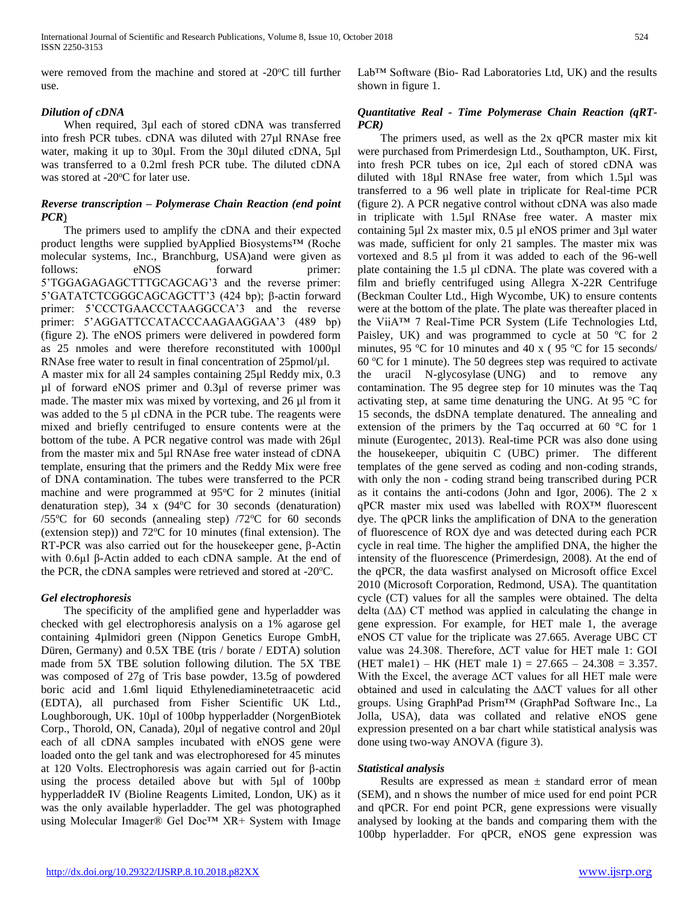were removed from the machine and stored at -20°C till further use.

### *Dilution of cDNA*

When required, 3µl each of stored cDNA was transferred into fresh PCR tubes. cDNA was diluted with 27µl RNAse free water, making it up to 30µl. From the 30µl diluted cDNA, 5µl was transferred to a 0.2ml fresh PCR tube. The diluted cDNA was stored at -20°C for later use.

### *Reverse transcription – Polymerase Chain Reaction (end point PCR)*

The primers used to amplify the cDNA and their expected product lengths were supplied byApplied Biosystems™ (Roche molecular systems, Inc., Branchburg, USA)and were given as follows: eNOS forward primer: 5'TGGAGAGAGCTTTGCAGCAG'3 and the reverse primer: 5'GATATCTCGGGCAGCAGCTT'3 (424 bp); β-actin forward primer: 5'CCCTGAACCCTAAGGCCA'3 and the reverse primer: 5'AGGATTCCATACCCAAGAAGGAA'3 (489 bp) (figure 2). The eNOS primers were delivered in powdered form as 25 nmoles and were therefore reconstituted with 1000µl RNAse free water to result in final concentration of 25pmol/µl.

A master mix for all 24 samples containing 25µl Reddy mix, 0.3 µl of forward eNOS primer and 0.3µl of reverse primer was made. The master mix was mixed by vortexing, and 26 µl from it was added to the 5 µl cDNA in the PCR tube. The reagents were mixed and briefly centrifuged to ensure contents were at the bottom of the tube. A PCR negative control was made with 26µl from the master mix and 5µl RNAse free water instead of cDNA template, ensuring that the primers and the Reddy Mix were free of DNA contamination. The tubes were transferred to the PCR machine and were programmed at 95°C for 2 minutes (initial denaturation step), 34 x (94°C for 30 seconds (denaturation) /55°C for 60 seconds (annealing step) /72°C for 60 seconds (extension step)) and 72°C for 10 minutes (final extension). The RT-PCR was also carried out for the housekeeper gene, β-Actin with 0.6µl β-Actin added to each cDNA sample. At the end of the PCR, the cDNA samples were retrieved and stored at -20°C.

### *Gel electrophoresis*

The specificity of the amplified gene and hyperladder was checked with gel electrophoresis analysis on a 1% agarose gel containing 4µlmidori green (Nippon Genetics Europe GmbH, Düren, Germany) and 0.5X TBE (tris / borate / EDTA) solution made from 5X TBE solution following dilution. The 5X TBE was composed of 27g of Tris base powder, 13.5g of powdered boric acid and 1.6ml liquid Ethylenediaminetetraacetic acid (EDTA), all purchased from Fisher Scientific UK Ltd., Loughborough, UK. 10µl of 100bp hypperladder (NorgenBiotek Corp., Thorold, ON, Canada), 20µl of negative control and 20µl each of all cDNA samples incubated with eNOS gene were loaded onto the gel tank and was electrophoresed for 45 minutes at 120 Volts. Electrophoresis was again carried out for β-actin using the process detailed above but with 5µl of 100bp hypperladdeR IV (Bioline Reagents Limited, London, UK) as it was the only available hyperladder. The gel was photographed using Molecular Imager® Gel Doc™ XR+ System with Image Lab™ Software (Bio- Rad Laboratories Ltd, UK) and the results shown in figure 1.

### *Quantitative Real - Time Polymerase Chain Reaction (qRT-PCR)*

The primers used, as well as the 2x qPCR master mix kit were purchased from Primerdesign Ltd., Southampton, UK. First, into fresh PCR tubes on ice, 2µl each of stored cDNA was diluted with 18µl RNAse free water, from which 1.5µl was transferred to a 96 well plate in triplicate for Real-time PCR (figure 2). A PCR negative control without cDNA was also made in triplicate with 1.5µl RNAse free water. A master mix containing 5µl 2x master mix, 0.5 µl eNOS primer and 3µl water was made, sufficient for only 21 samples. The master mix was vortexed and 8.5 µl from it was added to each of the 96-well plate containing the 1.5 µl cDNA. The plate was covered with a film and briefly centrifuged using Allegra X-22R Centrifuge (Beckman Coulter Ltd., High Wycombe, UK) to ensure contents were at the bottom of the plate. The plate was thereafter placed in the ViiA™ 7 Real-Time PCR System (Life Technologies Ltd, Paisley, UK) and was programmed to cycle at 50 °C for 2 minutes, 95 °C for 10 minutes and 40 x ( 95 °C for 15 seconds/ 60 °C for 1 minute). The 50 degrees step was required to activate the uracil N-glycosylase (UNG) and to remove any contamination. The 95 degree step for 10 minutes was the Taq activating step, at same time denaturing the UNG. At 95 °C for 15 seconds, the dsDNA template denatured. The annealing and extension of the primers by the Taq occurred at 60 °C for 1 minute (Eurogentec, 2013). Real-time PCR was also done using the housekeeper, ubiquitin C (UBC) primer. The different templates of the gene served as coding and non-coding strands, with only the non - coding strand being transcribed during PCR as it contains the anti-codons (John and Igor, 2006). The 2 x qPCR master mix used was labelled with ROX™ fluorescent dye. The qPCR links the amplification of DNA to the generation of fluorescence of ROX dye and was detected during each PCR cycle in real time. The higher the amplified DNA, the higher the intensity of the fluorescence (Primerdesign, 2008). At the end of the qPCR, the data wasfirst analysed on Microsoft office Excel 2010 (Microsoft Corporation, Redmond, USA). The quantitation cycle (CT) values for all the samples were obtained. The delta delta (ΔΔ) CT method was applied in calculating the change in gene expression. For example, for HET male 1, the average eNOS CT value for the triplicate was 27.665. Average UBC CT value was 24.308. Therefore, ΔCT value for HET male 1: GOI (HET male1) – HK (HET male 1) = 27.665 – 24.308 = 3.357. With the Excel, the average ΔCT values for all HET male were obtained and used in calculating the ΔΔCT values for all other groups. Using GraphPad Prism™ (GraphPad Software Inc., La Jolla, USA), data was collated and relative eNOS gene expression presented on a bar chart while statistical analysis was done using two-way ANOVA (figure 3).

### *Statistical analysis*

Results are expressed as mean ± standard error of mean (SEM), and n shows the number of mice used for end point PCR and qPCR. For end point PCR, gene expressions were visually analysed by looking at the bands and comparing them with the 100bp hyperladder. For qPCR, eNOS gene expression was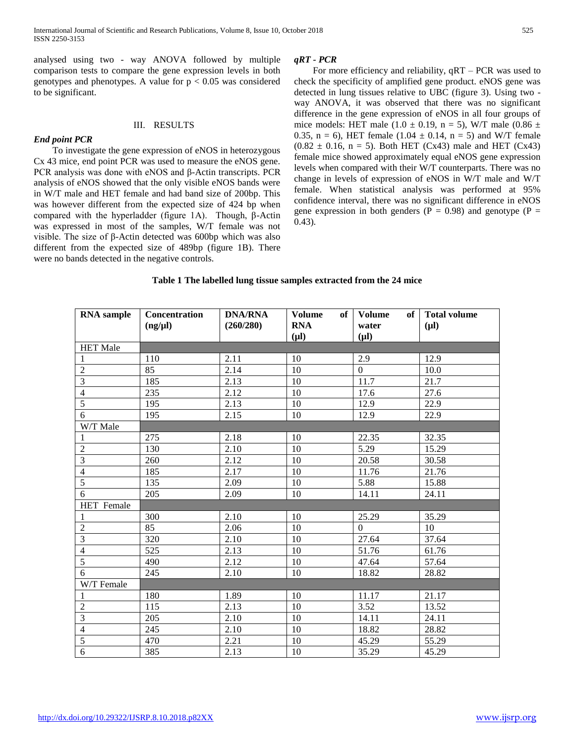analysed using two - way ANOVA followed by multiple comparison tests to compare the gene expression levels in both genotypes and phenotypes. A value for $p < 0.05$ was considered to be significant.

## III. RESULTS

### *End point PCR*

To investigate the gene expression of eNOS in heterozygous Cx 43 mice, end point PCR was used to measure the eNOS gene. PCR analysis was done with eNOS and β-Actin transcripts. PCR analysis of eNOS showed that the only visible eNOS bands were in W/T male and HET female and had band size of 200bp. This was however different from the expected size of 424 bp when compared with the hyperladder (figure 1A). Though, β-Actin was expressed in most of the samples, W/T female was not visible. The size of β-Actin detected was 600bp which was also different from the expected size of 489bp (figure 1B). There were no bands detected in the negative controls.

### *qRT - PCR*

For more efficiency and reliability, qRT – PCR was used to check the specificity of amplified gene product. eNOS gene was detected in lung tissues relative to UBC (figure 3). Using two - way ANOVA, it was observed that there was no significant difference in the gene expression of eNOS in all four groups of mice models: HET male ($1.0 \pm 0.19$, $n = 5$), W/T male ($0.86 \pm 0.35$, $n = 6$), HET female ($1.04 \pm 0.14$, $n = 5$) and W/T female ($0.82 \pm 0.16$, $n = 5$). Both HET (Cx43) male and HET (Cx43) female mice showed approximately equal eNOS gene expression levels when compared with their W/T counterparts. There was no change in levels of expression of eNOS in W/T male and W/T female. When statistical analysis was performed at 95% confidence interval, there was no significant difference in eNOS gene expression in both genders ($P = 0.98$) and genotype ($P = 0.43$).

**Table 1 The labelled lung tissue samples extracted from the 24 mice**

| RNA sample | Concentration (ng/µl) | DNA/RNA (260/280) | Volume of RNA (µl) | Volume of water (µl) | Total volume (µl) |
|---|---|---|---|---|---|
| HET Male | | | | | |
| 1 | 110 | 2.11 | 10 | 2.9 | 12.9 |
| 2 | 85 | 2.14 | 10 | 0 | 10.0 |
| 3 | 185 | 2.13 | 10 | 11.7 | 21.7 |
| 4 | 235 | 2.12 | 10 | 17.6 | 27.6 |
| 5 | 195 | 2.13 | 10 | 12.9 | 22.9 |
| 6 | 195 | 2.15 | 10 | 12.9 | 22.9 |
| W/T Male | | | | | |
| 1 | 275 | 2.18 | 10 | 22.35 | 32.35 |
| 2 | 130 | 2.10 | 10 | 5.29 | 15.29 |
| 3 | 260 | 2.12 | 10 | 20.58 | 30.58 |
| 4 | 185 | 2.17 | 10 | 11.76 | 21.76 |
| 5 | 135 | 2.09 | 10 | 5.88 | 15.88 |
| 6 | 205 | 2.09 | 10 | 14.11 | 24.11 |
| HET Female | | | | | |
| 1 | 300 | 2.10 | 10 | 25.29 | 35.29 |
| 2 | 85 | 2.06 | 10 | 0 | 10 |
| 3 | 320 | 2.10 | 10 | 27.64 | 37.64 |
| 4 | 525 | 2.13 | 10 | 51.76 | 61.76 |
| 5 | 490 | 2.12 | 10 | 47.64 | 57.64 |
| 6 | 245 | 2.10 | 10 | 18.82 | 28.82 |
| W/T Female | | | | | |
| 1 | 180 | 1.89 | 10 | 11.17 | 21.17 |
| 2 | 115 | 2.13 | 10 | 3.52 | 13.52 |
| 3 | 205 | 2.10 | 10 | 14.11 | 24.11 |
| 4 | 245 | 2.10 | 10 | 18.82 | 28.82 |
| 5 | 470 | 2.21 | 10 | 45.29 | 55.29 |
| 6 | 385 | 2.13 | 10 | 35.29 | 45.29 |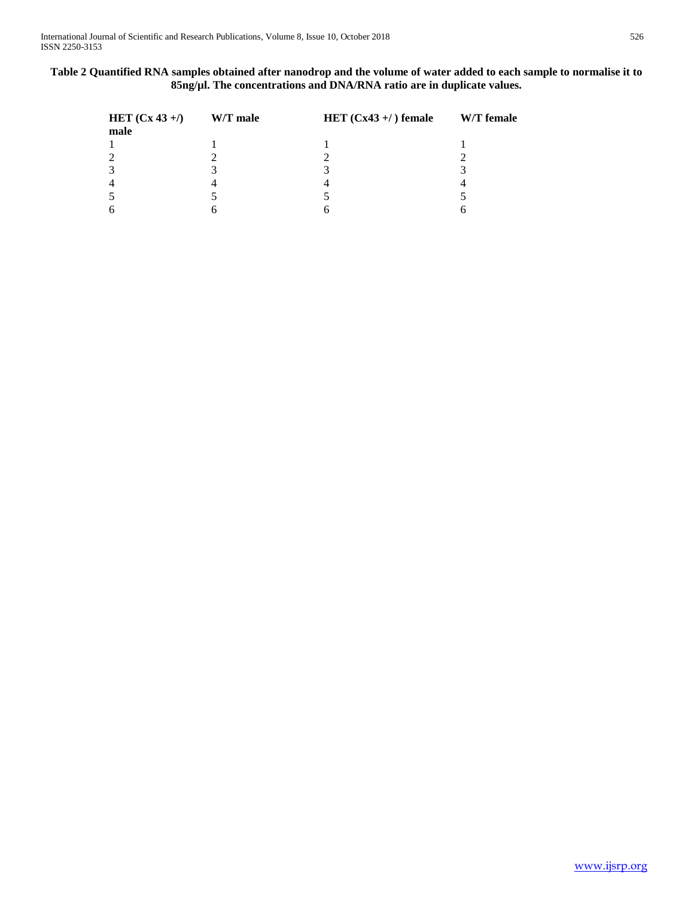**Table 2 Quantified RNA samples obtained after nanodrop and the volume of water added to each sample to normalise it to 85ng/µl. The concentrations and DNA/RNA ratio are in duplicate values.**

| HET (Cx 43 +/) male | W/T male | HET (Cx43 +/ ) female | W/T female |
|---|---|---|---|
| 1 | 1 | 1 | 1 |
| 2 | 2 | 2 | 2 |
| 3 | 3 | 3 | 3 |
| 4 | 4 | 4 | 4 |
| 5 | 5 | 5 | 5 |
| 6 | 6 | 6 | 6 |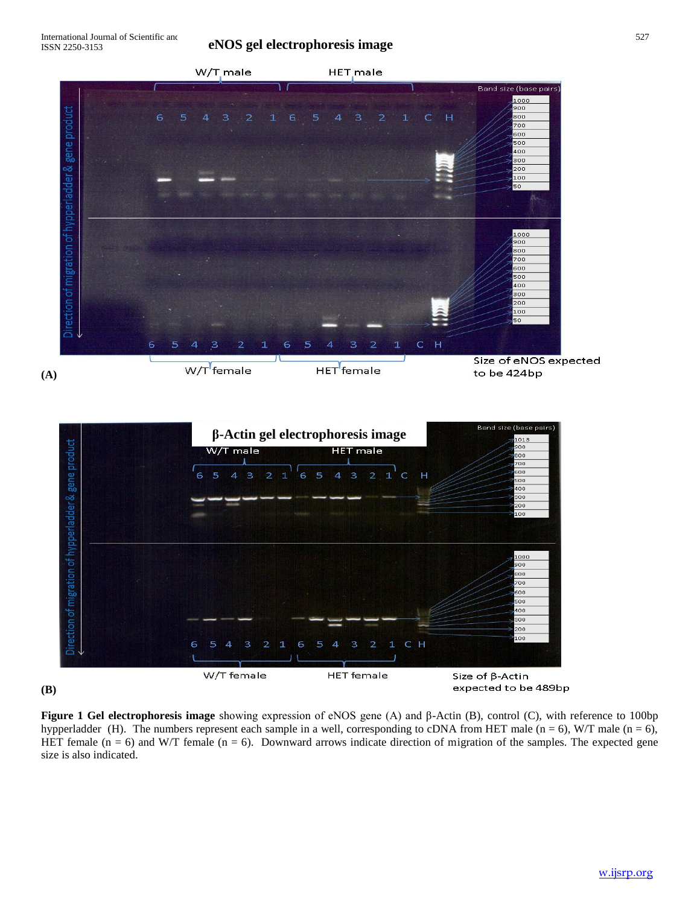**Figure 1 Gel electrophoresis image** showing expression of eNOS gene (A) and β-Actin (B), control (C), with reference to 100bp hypperladder (H). The numbers represent each sample in a well, corresponding to cDNA from HET male (n = 6), W/T male (n = 6), HET female (n = 6) and W/T female (n = 6). Downward arrows indicate direction of migration of the samples. The expected gene size is also indicated.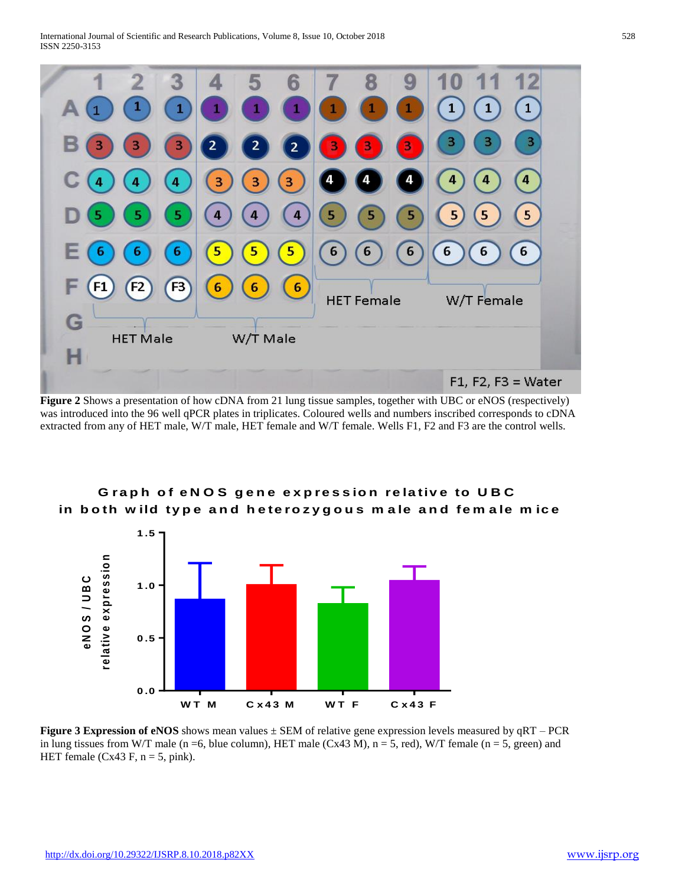**Figure 2** Shows a presentation of how cDNA from 21 lung tissue samples, together with UBC or eNOS (respectively) was introduced into the 96 well qPCR plates in triplicates. Coloured wells and numbers inscribed corresponds to cDNA extracted from any of HET male, W/T male, HET female and W/T female. Wells F1, F2 and F3 are the control wells.

**Figure 3 Expression of eNOS** shows mean values ± SEM of relative gene expression levels measured by qRT – PCR in lung tissues from W/T male (n =6, blue column), HET male (Cx43 M), n = 5, red), W/T female (n = 5, green) and HET female (Cx43 F, n = 5, pink).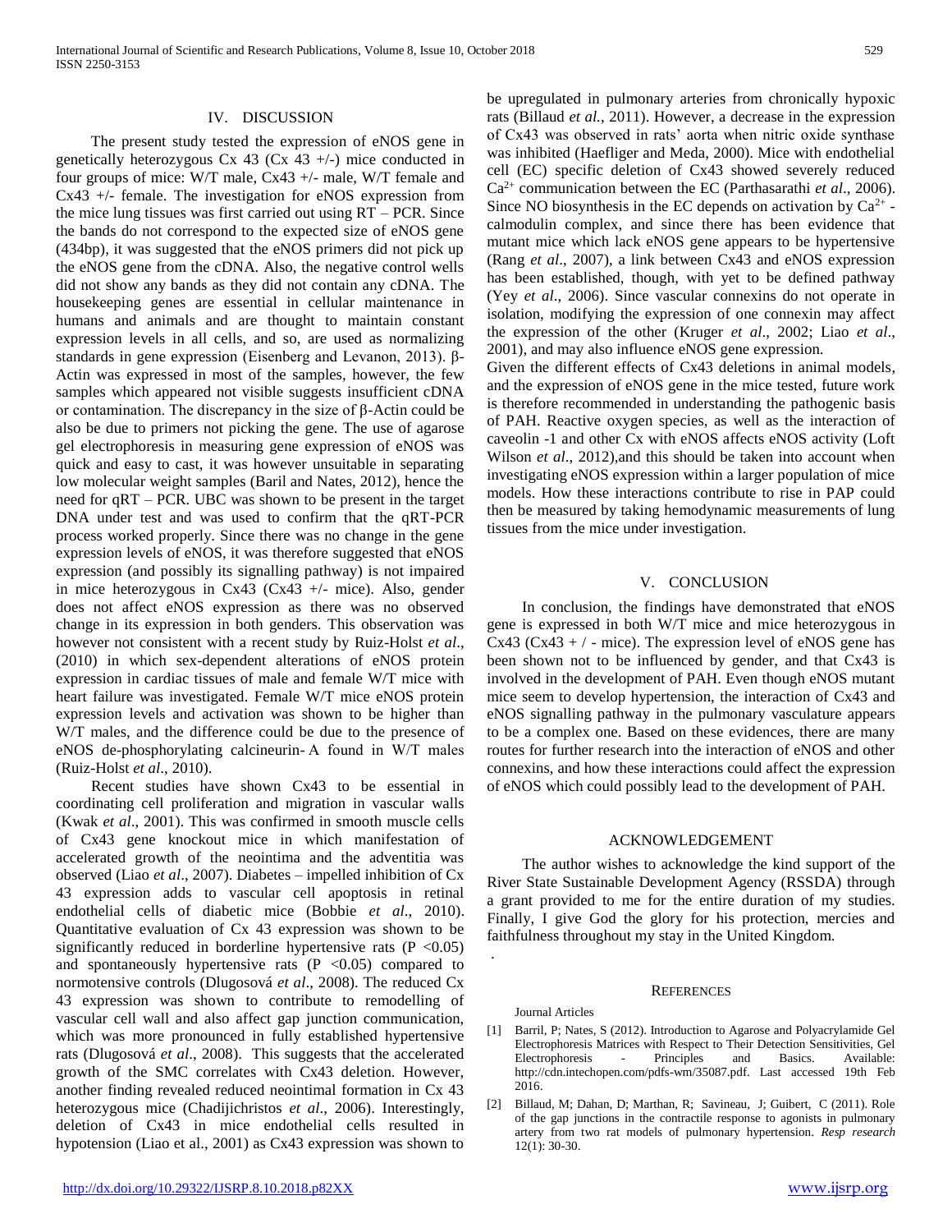## IV. DISCUSSION

The present study tested the expression of eNOS gene in genetically heterozygous Cx 43 (Cx 43 +/-) mice conducted in four groups of mice: W/T male, Cx43 +/- male, W/T female and Cx43 +/- female. The investigation for eNOS expression from the mice lung tissues was first carried out using RT – PCR. Since the bands do not correspond to the expected size of eNOS gene (434bp), it was suggested that the eNOS primers did not pick up the eNOS gene from the cDNA. Also, the negative control wells did not show any bands as they did not contain any cDNA. The housekeeping genes are essential in cellular maintenance in humans and animals and are thought to maintain constant expression levels in all cells, and so, are used as normalizing standards in gene expression (Eisenberg and Levanon, 2013). β-Actin was expressed in most of the samples, however, the few samples which appeared not visible suggests insufficient cDNA or contamination. The discrepancy in the size of β-Actin could be also be due to primers not picking the gene. The use of agarose gel electrophoresis in measuring gene expression of eNOS was quick and easy to cast, it was however unsuitable in separating low molecular weight samples (Baril and Nates, 2012), hence the need for qRT – PCR. UBC was shown to be present in the target DNA under test and was used to confirm that the qRT-PCR process worked properly. Since there was no change in the gene expression levels of eNOS, it was therefore suggested that eNOS expression (and possibly its signalling pathway) is not impaired in mice heterozygous in Cx43 (Cx43 +/- mice). Also, gender does not affect eNOS expression as there was no observed change in its expression in both genders. This observation was however not consistent with a recent study by Ruiz-Holst *et al*., (2010) in which sex-dependent alterations of eNOS protein expression in cardiac tissues of male and female W/T mice with heart failure was investigated. Female W/T mice eNOS protein expression levels and activation was shown to be higher than W/T males, and the difference could be due to the presence of eNOS de-phosphorylating calcineurin- A found in W/T males (Ruiz-Holst *et al*., 2010).

Recent studies have shown Cx43 to be essential in coordinating cell proliferation and migration in vascular walls (Kwak *et al*., 2001). This was confirmed in smooth muscle cells of Cx43 gene knockout mice in which manifestation of accelerated growth of the neointima and the adventitia was observed (Liao *et al*., 2007). Diabetes – impelled inhibition of Cx 43 expression adds to vascular cell apoptosis in retinal endothelial cells of diabetic mice (Bobbie *et al*., 2010). Quantitative evaluation of Cx 43 expression was shown to be significantly reduced in borderline hypertensive rats ($P < 0.05$) and spontaneously hypertensive rats ($P < 0.05$) compared to normotensive controls (Dlugosová *et al*., 2008). The reduced Cx 43 expression was shown to contribute to remodelling of vascular cell wall and also affect gap junction communication, which was more pronounced in fully established hypertensive rats (Dlugosová *et al*., 2008). This suggests that the accelerated growth of the SMC correlates with Cx43 deletion. However, another finding revealed reduced neointimal formation in Cx 43 heterozygous mice (Chadijichristos *et al*., 2006). Interestingly, deletion of Cx43 in mice endothelial cells resulted in hypotension (Liao et al., 2001) as Cx43 expression was shown to be upregulated in pulmonary arteries from chronically hypoxic rats (Billaud *et al.*, 2011). However, a decrease in the expression of Cx43 was observed in rats' aorta when nitric oxide synthase was inhibited (Haefliger and Meda, 2000). Mice with endothelial cell (EC) specific deletion of Cx43 showed severely reduced $Ca^{2+}$ communication between the EC (Parthasarathi *et al*., 2006). Since NO biosynthesis in the EC depends on activation by $Ca^{2+}$ - calmodulin complex, and since there has been evidence that mutant mice which lack eNOS gene appears to be hypertensive (Rang *et al*., 2007), a link between Cx43 and eNOS expression has been established, though, with yet to be defined pathway (Yey *et al*., 2006). Since vascular connexins do not operate in isolation, modifying the expression of one connexin may affect the expression of the other (Kruger *et al*., 2002; Liao *et al*., 2001), and may also influence eNOS gene expression.

Given the different effects of Cx43 deletions in animal models, and the expression of eNOS gene in the mice tested, future work is therefore recommended in understanding the pathogenic basis of PAH. Reactive oxygen species, as well as the interaction of caveolin -1 and other Cx with eNOS affects eNOS activity (Loft Wilson *et al*., 2012),and this should be taken into account when investigating eNOS expression within a larger population of mice models. How these interactions contribute to rise in PAP could then be measured by taking hemodynamic measurements of lung tissues from the mice under investigation.

## V. CONCLUSION

In conclusion, the findings have demonstrated that eNOS gene is expressed in both W/T mice and mice heterozygous in Cx43 (Cx43 + / - mice). The expression level of eNOS gene has been shown not to be influenced by gender, and that Cx43 is involved in the development of PAH. Even though eNOS mutant mice seem to develop hypertension, the interaction of Cx43 and eNOS signalling pathway in the pulmonary vasculature appears to be a complex one. Based on these evidences, there are many routes for further research into the interaction of eNOS and other connexins, and how these interactions could affect the expression of eNOS which could possibly lead to the development of PAH.

## ACKNOWLEDGEMENT

The author wishes to acknowledge the kind support of the River State Sustainable Development Agency (RSSDA) through a grant provided to me for the entire duration of my studies. Finally, I give God the glory for his protection, mercies and faithfulness throughout my stay in the United Kingdom.

.

## REFERENCES

Journal Articles

[1] Barril, P; Nates, S (2012). Introduction to Agarose and Polyacrylamide Gel Electrophoresis Matrices with Respect to Their Detection Sensitivities, Gel Electrophoresis - Principles and Basics. Available: http://cdn.intechopen.com/pdfs-wm/35087.pdf. Last accessed 19th Feb 2016.

[2] Billaud, M; Dahan, D; Marthan, R; Savineau, J; Guibert, C (2011). Role of the gap junctions in the contractile response to agonists in pulmonary artery from two rat models of pulmonary hypertension. *Resp research* 12(1): 30-30.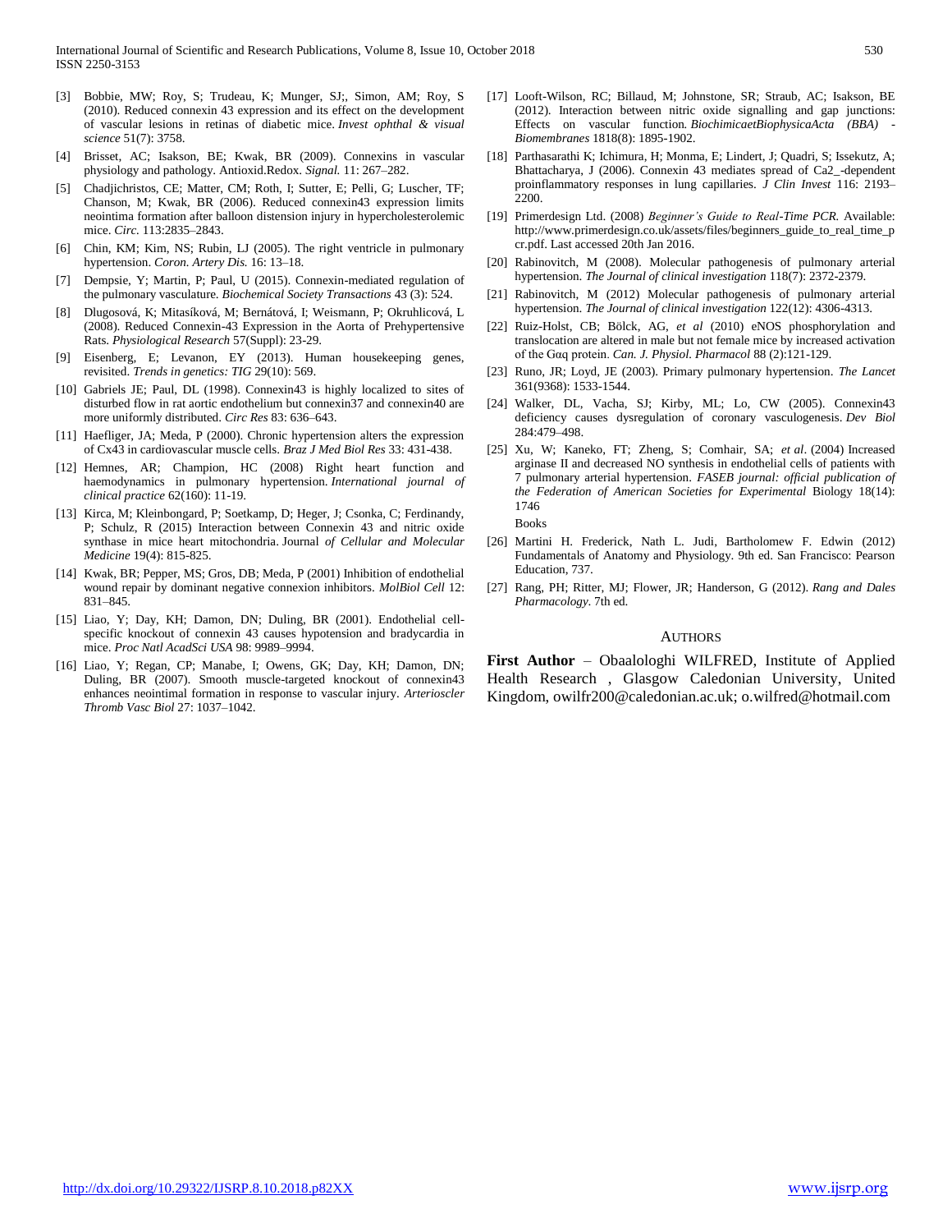[3] Bobbie, MW; Roy, S; Trudeau, K; Munger, SJ;, Simon, AM; Roy, S (2010). Reduced connexin 43 expression and its effect on the development of vascular lesions in retinas of diabetic mice. *Invest ophthal & visual science* 51(7): 3758.

[4] Brisset, AC; Isakson, BE; Kwak, BR (2009). Connexins in vascular physiology and pathology. Antioxid.Redox. *Signal.* 11: 267–282.

[5] Chadjichristos, CE; Matter, CM; Roth, I; Sutter, E; Pelli, G; Luscher, TF; Chanson, M; Kwak, BR (2006). Reduced connexin43 expression limits neointima formation after balloon distension injury in hypercholesterolemic mice. *Circ.* 113:2835–2843.

[6] Chin, KM; Kim, NS; Rubin, LJ (2005). The right ventricle in pulmonary hypertension. *Coron. Artery Dis.* 16: 13–18.

[7] Dempsie, Y; Martin, P; Paul, U (2015). Connexin-mediated regulation of the pulmonary vasculature. *Biochemical Society Transactions* 43 (3): 524.

[8] Dlugosová, K; Mitasíková, M; Bernátová, I; Weismann, P; Okruhlicová, L (2008). Reduced Connexin-43 Expression in the Aorta of Prehypertensive Rats. *Physiological Research* 57(Suppl): 23-29.

[9] Eisenberg, E; Levanon, EY (2013). Human housekeeping genes, revisited. *Trends in genetics: TIG* 29(10): 569.

[10] Gabriels JE; Paul, DL (1998). Connexin43 is highly localized to sites of disturbed flow in rat aortic endothelium but connexin37 and connexin40 are more uniformly distributed. *Circ Res* 83: 636–643.

[11] Haefliger, JA; Meda, P (2000). Chronic hypertension alters the expression of Cx43 in cardiovascular muscle cells. *Braz J Med Biol Res* 33: 431-438.

[12] Hemnes, AR; Champion, HC (2008) Right heart function and haemodynamics in pulmonary hypertension. *International journal of clinical practice* 62(160): 11-19.

[13] Kirca, M; Kleinbongard, P; Soetkamp, D; Heger, J; Csonka, C; Ferdinandy, P; Schulz, R (2015) Interaction between Connexin 43 and nitric oxide synthase in mice heart mitochondria. Journal *of Cellular and Molecular Medicine* 19(4): 815-825.

[14] Kwak, BR; Pepper, MS; Gros, DB; Meda, P (2001) Inhibition of endothelial wound repair by dominant negative connexion inhibitors. *MolBiol Cell* 12: 831–845.

[15] Liao, Y; Day, KH; Damon, DN; Duling, BR (2001). Endothelial cell-specific knockout of connexin 43 causes hypotension and bradycardia in mice. *Proc Natl AcadSci USA* 98: 9989–9994.

[16] Liao, Y; Regan, CP; Manabe, I; Owens, GK; Day, KH; Damon, DN; Duling, BR (2007). Smooth muscle-targeted knockout of connexin43 enhances neointimal formation in response to vascular injury. *Arterioscler Thromb Vasc Biol* 27: 1037–1042.

[17] Looft-Wilson, RC; Billaud, M; Johnstone, SR; Straub, AC; Isakson, BE (2012). Interaction between nitric oxide signalling and gap junctions: Effects on vascular function. *BiochimicaetBiophysicaActa (BBA) - Biomembranes* 1818(8): 1895-1902.

[18] Parthasarathi K; Ichimura, H; Monma, E; Lindert, J; Quadri, S; Issekutz, A; Bhattacharya, J (2006). Connexin 43 mediates spread of Ca2_-dependent proinflammatory responses in lung capillaries. *J Clin Invest* 116: 2193–2200.

[19] Primerdesign Ltd. (2008) *Beginner's Guide to Real-Time PCR.* Available: http://www.primerdesign.co.uk/assets/files/beginners_guide_to_real_time_pcr.pdf. Last accessed 20th Jan 2016.

[20] Rabinovitch, M (2008). Molecular pathogenesis of pulmonary arterial hypertension. *The Journal of clinical investigation* 118(7): 2372-2379.

[21] Rabinovitch, M (2012) Molecular pathogenesis of pulmonary arterial hypertension. *The Journal of clinical investigation* 122(12): 4306-4313.

[22] Ruiz-Holst, CB; Bölck, AG, *et al* (2010) eNOS phosphorylation and translocation are altered in male but not female mice by increased activation of the Gαq protein. *Can. J. Physiol. Pharmacol* 88 (2):121-129.

[23] Runo, JR; Loyd, JE (2003). Primary pulmonary hypertension. *The Lancet* 361(9368): 1533-1544.

[24] Walker, DL, Vacha, SJ; Kirby, ML; Lo, CW (2005). Connexin43 deficiency causes dysregulation of coronary vasculogenesis. *Dev Biol* 284:479–498.

[25] Xu, W; Kaneko, FT; Zheng, S; Comhair, SA; *et al*. (2004) Increased arginase II and decreased NO synthesis in endothelial cells of patients with 7 pulmonary arterial hypertension. *FASEB journal: official publication of the Federation of American Societies for Experimental* Biology 18(14): 1746

Books

[26] Martini H. Frederick, Nath L. Judi, Bartholomew F. Edwin (2012) Fundamentals of Anatomy and Physiology. 9th ed. San Francisco: Pearson Education, 737.

[27] Rang, PH; Ritter, MJ; Flower, JR; Handerson, G (2012). *Rang and Dales Pharmacology*. 7th ed.

## Authors

**First Author** – Obaalologhi WILFRED, Institute of Applied Health Research , Glasgow Caledonian University, United Kingdom, owilfr200@caledonian.ac.uk; o.wilfred@hotmail.com